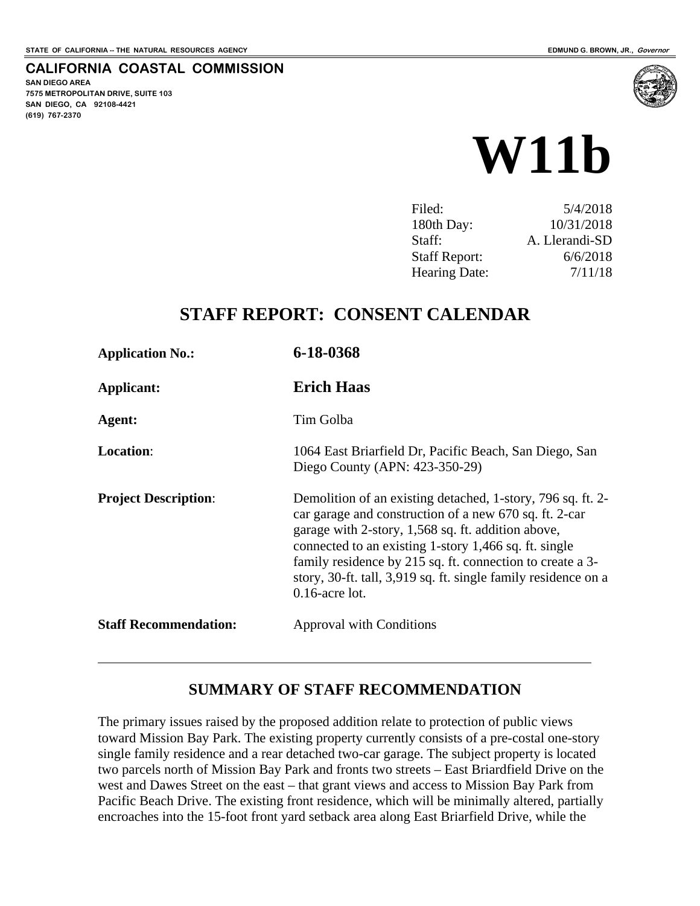STATE OF CALIFORNIA -- THE NATURAL RESOURCES AGENCY

EDMUND G. BROWN, JR., *Governor*

**CALIFORNIA COASTAL COMMISSION**

**SAN DIEGO AREA**
**7575 METROPOLITAN DRIVE, SUITE 103**
**SAN DIEGO, CA 92108-4421**
**(619) 767-2370**

# W11b

| | |
|---|---|
| Filed: | 5/4/2018 |
| 180th Day: | 10/31/2018 |
| Staff: | A. Llerandi-SD |
| Staff Report: | 6/6/2018 |
| Hearing Date: | 7/11/18 |

## STAFF REPORT: CONSENT CALENDAR

| | |
|---|---|
| **Application No.:** | **6-18-0368** |
| **Applicant:** | **Erich Haas** |
| **Agent:** | Tim Golba |
| **Location**: | 1064 East Briarfield Dr, Pacific Beach, San Diego, San Diego County (APN: 423-350-29) |
| **Project Description**: | Demolition of an existing detached, 1-story, 796 sq. ft. 2-car garage and construction of a new 670 sq. ft. 2-car garage with 2-story, 1,568 sq. ft. addition above, connected to an existing 1-story 1,466 sq. ft. single family residence by 215 sq. ft. connection to create a 3-story, 30-ft. tall, 3,919 sq. ft. single family residence on a 0.16-acre lot. |
| **Staff Recommendation:** | Approval with Conditions |

---

### SUMMARY OF STAFF RECOMMENDATION

The primary issues raised by the proposed addition relate to protection of public views toward Mission Bay Park. The existing property currently consists of a pre-costal one-story single family residence and a rear detached two-car garage. The subject property is located two parcels north of Mission Bay Park and fronts two streets – East Briardfield Drive on the west and Dawes Street on the east – that grant views and access to Mission Bay Park from Pacific Beach Drive. The existing front residence, which will be minimally altered, partially encroaches into the 15-foot front yard setback area along East Briarfield Drive, while the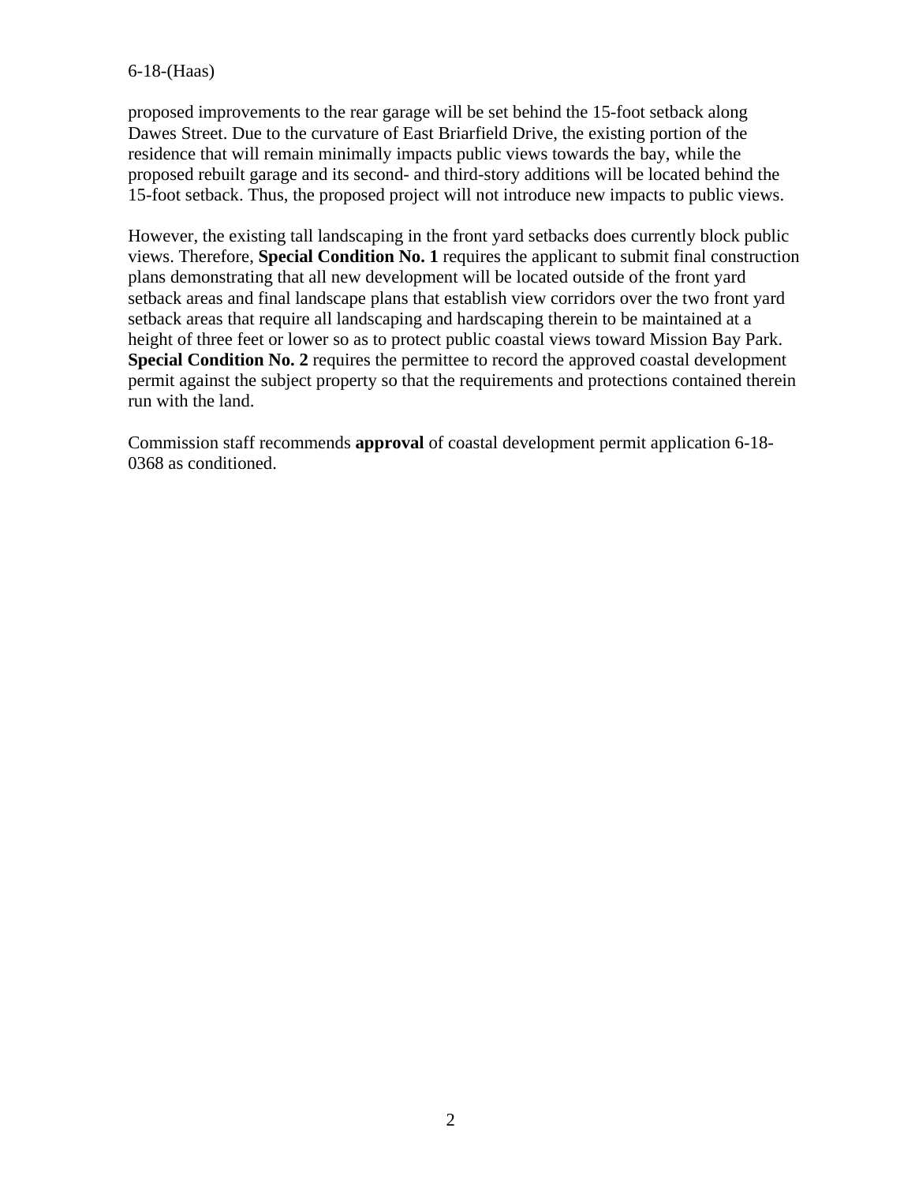proposed improvements to the rear garage will be set behind the 15-foot setback along Dawes Street. Due to the curvature of East Briarfield Drive, the existing portion of the residence that will remain minimally impacts public views towards the bay, while the proposed rebuilt garage and its second- and third-story additions will be located behind the 15-foot setback. Thus, the proposed project will not introduce new impacts to public views.

However, the existing tall landscaping in the front yard setbacks does currently block public views. Therefore, **Special Condition No. 1** requires the applicant to submit final construction plans demonstrating that all new development will be located outside of the front yard setback areas and final landscape plans that establish view corridors over the two front yard setback areas that require all landscaping and hardscaping therein to be maintained at a height of three feet or lower so as to protect public coastal views toward Mission Bay Park. **Special Condition No. 2** requires the permittee to record the approved coastal development permit against the subject property so that the requirements and protections contained therein run with the land.

Commission staff recommends **approval** of coastal development permit application 6-18-0368 as conditioned.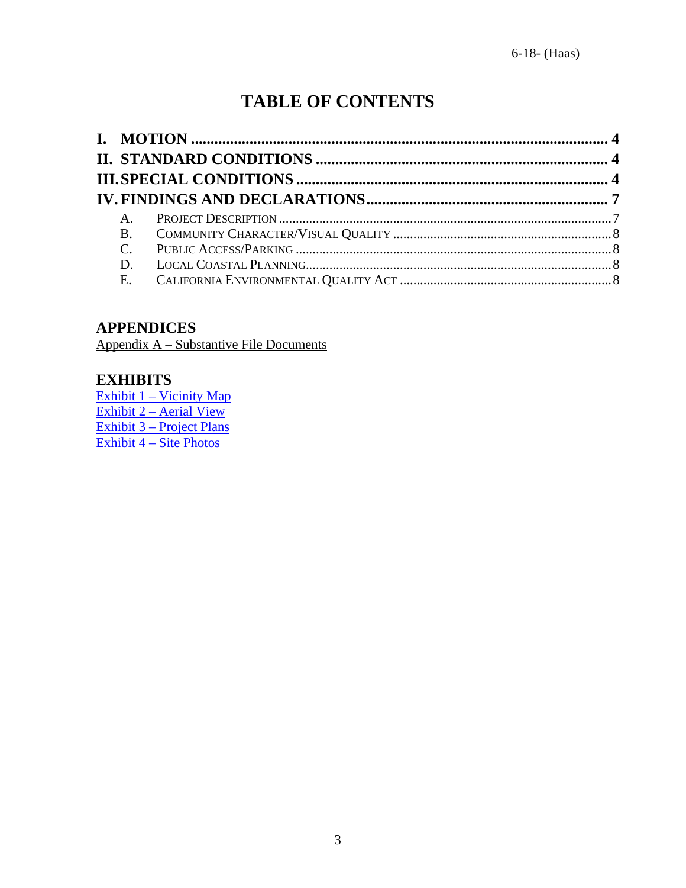# TABLE OF CONTENTS

**I. MOTION** ........................................................................................................... **4**

**II. STANDARD CONDITIONS** .......................................................................... **4**

**III. SPECIAL CONDITIONS** ............................................................................... **4**

**IV. FINDINGS AND DECLARATIONS** ............................................................. **7**

- A. PROJECT DESCRIPTION ........................................................................................ 7
- B. COMMUNITY CHARACTER/VISUAL QUALITY ................................................ 8
- C. PUBLIC ACCESS/PARKING ................................................................................. 8
- D. LOCAL COASTAL PLANNING ............................................................................. 8
- E. CALIFORNIA ENVIRONMENTAL QUALITY ACT ............................................. 8

## APPENDICES

Appendix A – Substantive File Documents

## EXHIBITS

Exhibit 1 – Vicinity Map
Exhibit 2 – Aerial View
Exhibit 3 – Project Plans
Exhibit 4 – Site Photos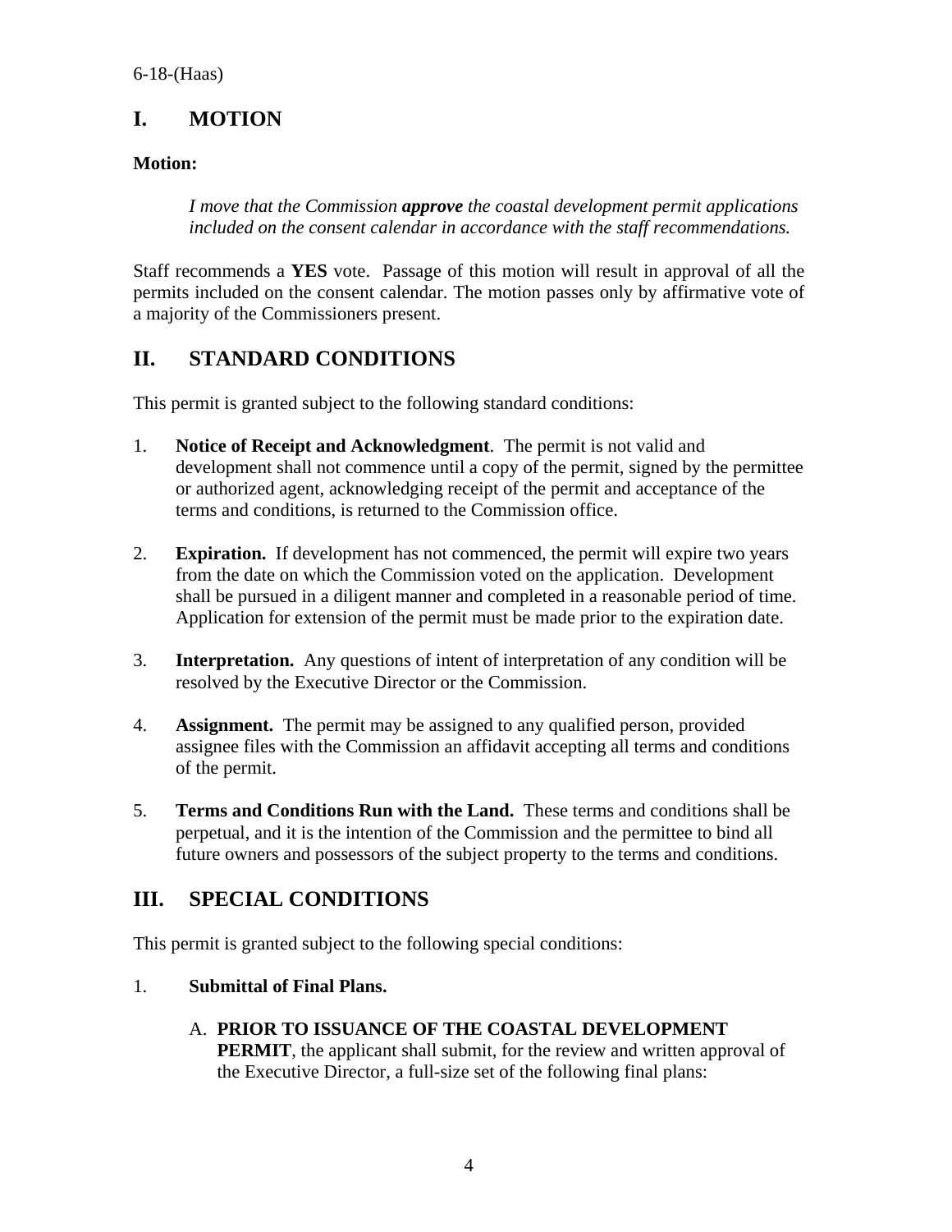## I. MOTION

**Motion:**

> *I move that the Commission **approve** the coastal development permit applications included on the consent calendar in accordance with the staff recommendations.*

Staff recommends a **YES** vote. Passage of this motion will result in approval of all the permits included on the consent calendar. The motion passes only by affirmative vote of a majority of the Commissioners present.

## II. STANDARD CONDITIONS

This permit is granted subject to the following standard conditions:

1. **Notice of Receipt and Acknowledgment**. The permit is not valid and development shall not commence until a copy of the permit, signed by the permittee or authorized agent, acknowledging receipt of the permit and acceptance of the terms and conditions, is returned to the Commission office.

2. **Expiration.** If development has not commenced, the permit will expire two years from the date on which the Commission voted on the application. Development shall be pursued in a diligent manner and completed in a reasonable period of time. Application for extension of the permit must be made prior to the expiration date.

3. **Interpretation.** Any questions of intent of interpretation of any condition will be resolved by the Executive Director or the Commission.

4. **Assignment.** The permit may be assigned to any qualified person, provided assignee files with the Commission an affidavit accepting all terms and conditions of the permit.

5. **Terms and Conditions Run with the Land.** These terms and conditions shall be perpetual, and it is the intention of the Commission and the permittee to bind all future owners and possessors of the subject property to the terms and conditions.

## III. SPECIAL CONDITIONS

This permit is granted subject to the following special conditions:

1. **Submittal of Final Plans.**

   A. **PRIOR TO ISSUANCE OF THE COASTAL DEVELOPMENT PERMIT**, the applicant shall submit, for the review and written approval of the Executive Director, a full-size set of the following final plans: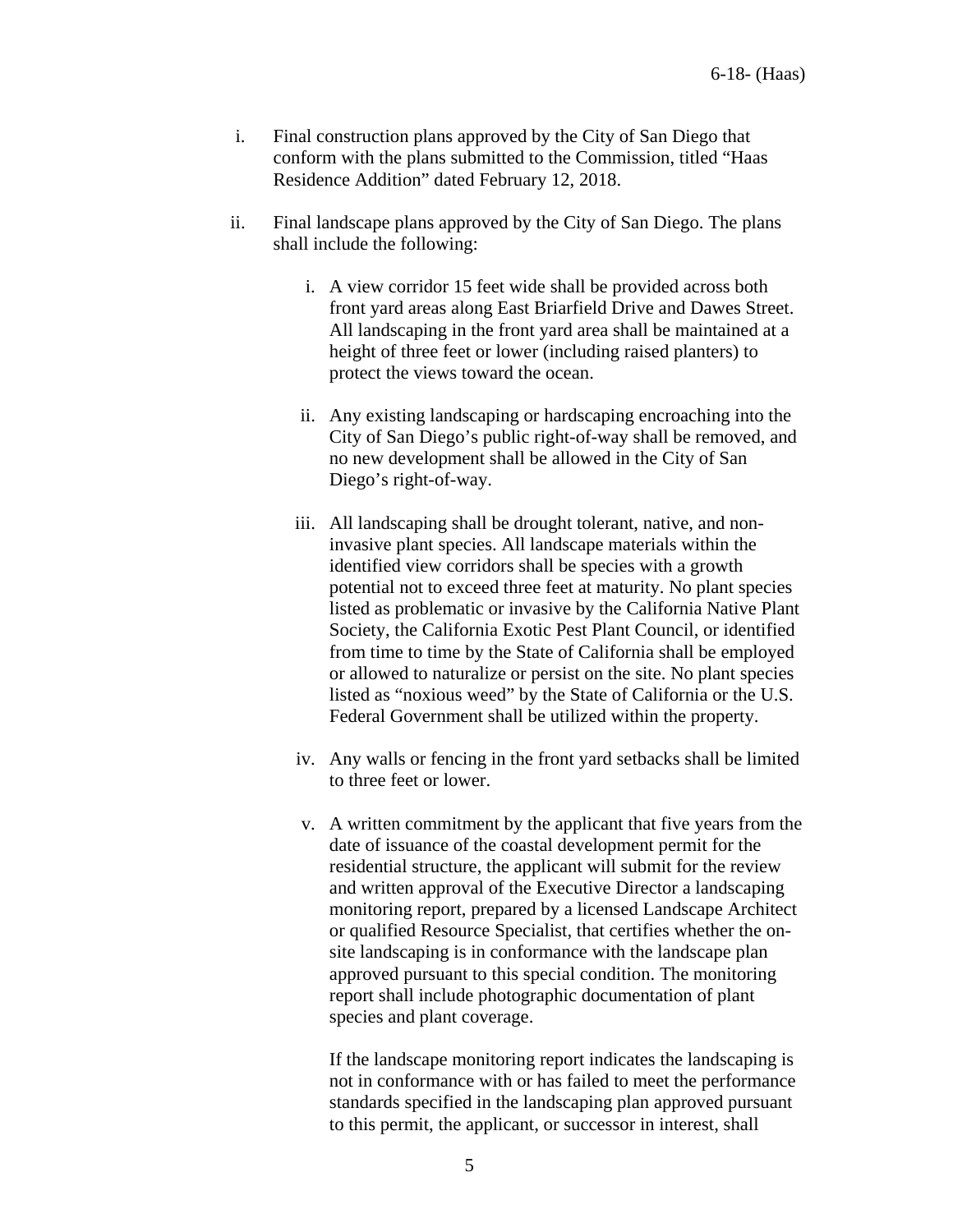i. Final construction plans approved by the City of San Diego that conform with the plans submitted to the Commission, titled "Haas Residence Addition" dated February 12, 2018.

ii. Final landscape plans approved by the City of San Diego. The plans shall include the following:

   i. A view corridor 15 feet wide shall be provided across both front yard areas along East Briarfield Drive and Dawes Street. All landscaping in the front yard area shall be maintained at a height of three feet or lower (including raised planters) to protect the views toward the ocean.

   ii. Any existing landscaping or hardscaping encroaching into the City of San Diego's public right-of-way shall be removed, and no new development shall be allowed in the City of San Diego's right-of-way.

   iii. All landscaping shall be drought tolerant, native, and non-invasive plant species. All landscape materials within the identified view corridors shall be species with a growth potential not to exceed three feet at maturity. No plant species listed as problematic or invasive by the California Native Plant Society, the California Exotic Pest Plant Council, or identified from time to time by the State of California shall be employed or allowed to naturalize or persist on the site. No plant species listed as "noxious weed" by the State of California or the U.S. Federal Government shall be utilized within the property.

   iv. Any walls or fencing in the front yard setbacks shall be limited to three feet or lower.

   v. A written commitment by the applicant that five years from the date of issuance of the coastal development permit for the residential structure, the applicant will submit for the review and written approval of the Executive Director a landscaping monitoring report, prepared by a licensed Landscape Architect or qualified Resource Specialist, that certifies whether the on-site landscaping is in conformance with the landscape plan approved pursuant to this special condition. The monitoring report shall include photographic documentation of plant species and plant coverage.

   If the landscape monitoring report indicates the landscaping is not in conformance with or has failed to meet the performance standards specified in the landscaping plan approved pursuant to this permit, the applicant, or successor in interest, shall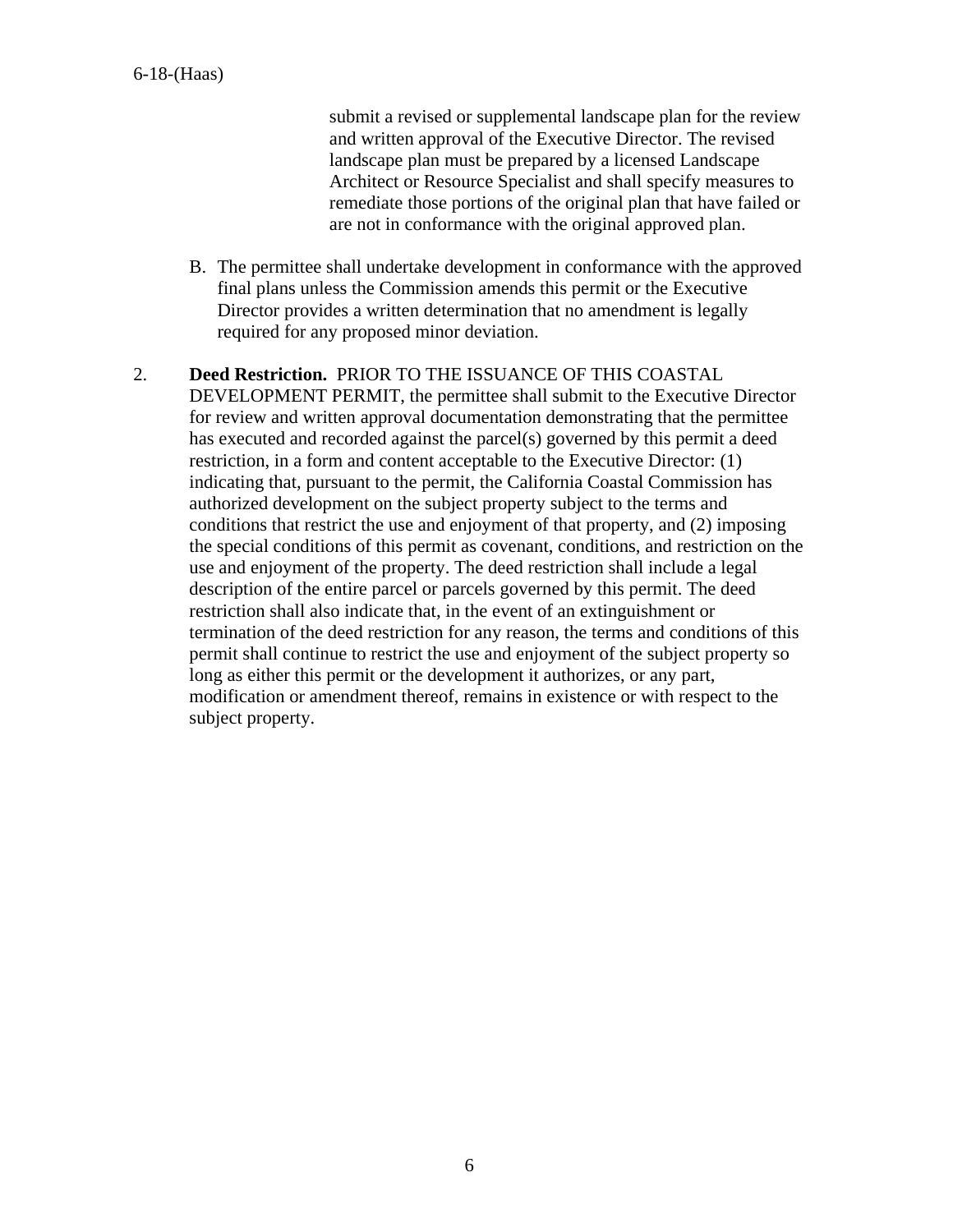submit a revised or supplemental landscape plan for the review and written approval of the Executive Director. The revised landscape plan must be prepared by a licensed Landscape Architect or Resource Specialist and shall specify measures to remediate those portions of the original plan that have failed or are not in conformance with the original approved plan.

B. The permittee shall undertake development in conformance with the approved final plans unless the Commission amends this permit or the Executive Director provides a written determination that no amendment is legally required for any proposed minor deviation.

2. **Deed Restriction.** PRIOR TO THE ISSUANCE OF THIS COASTAL DEVELOPMENT PERMIT, the permittee shall submit to the Executive Director for review and written approval documentation demonstrating that the permittee has executed and recorded against the parcel(s) governed by this permit a deed restriction, in a form and content acceptable to the Executive Director: (1) indicating that, pursuant to the permit, the California Coastal Commission has authorized development on the subject property subject to the terms and conditions that restrict the use and enjoyment of that property, and (2) imposing the special conditions of this permit as covenant, conditions, and restriction on the use and enjoyment of the property. The deed restriction shall include a legal description of the entire parcel or parcels governed by this permit. The deed restriction shall also indicate that, in the event of an extinguishment or termination of the deed restriction for any reason, the terms and conditions of this permit shall continue to restrict the use and enjoyment of the subject property so long as either this permit or the development it authorizes, or any part, modification or amendment thereof, remains in existence or with respect to the subject property.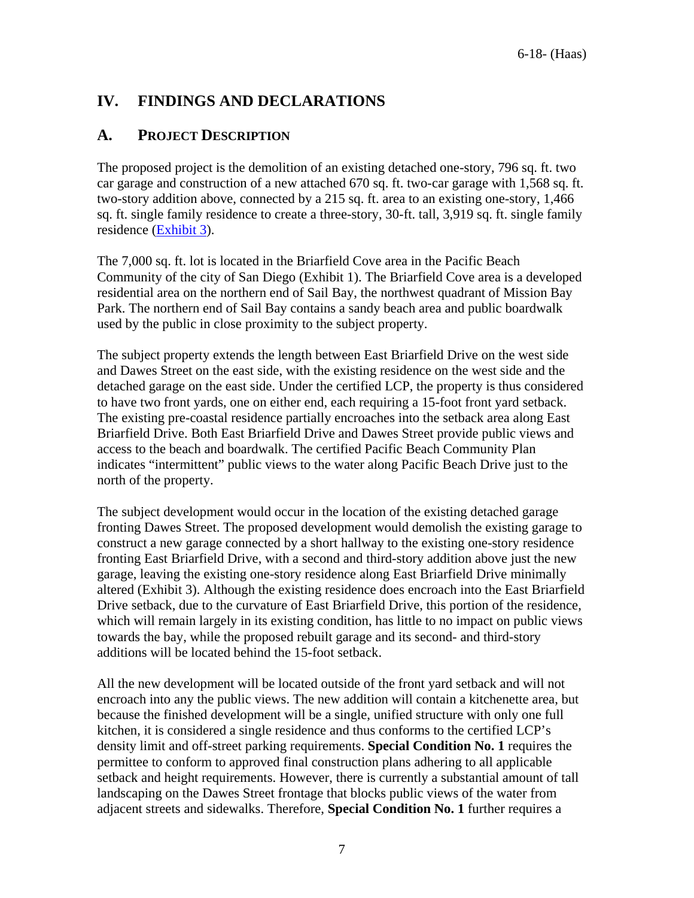## IV. FINDINGS AND DECLARATIONS

### A. PROJECT DESCRIPTION

The proposed project is the demolition of an existing detached one-story, 796 sq. ft. two car garage and construction of a new attached 670 sq. ft. two-car garage with 1,568 sq. ft. two-story addition above, connected by a 215 sq. ft. area to an existing one-story, 1,466 sq. ft. single family residence to create a three-story, 30-ft. tall, 3,919 sq. ft. single family residence (Exhibit 3).

The 7,000 sq. ft. lot is located in the Briarfield Cove area in the Pacific Beach Community of the city of San Diego (Exhibit 1). The Briarfield Cove area is a developed residential area on the northern end of Sail Bay, the northwest quadrant of Mission Bay Park. The northern end of Sail Bay contains a sandy beach area and public boardwalk used by the public in close proximity to the subject property.

The subject property extends the length between East Briarfield Drive on the west side and Dawes Street on the east side, with the existing residence on the west side and the detached garage on the east side. Under the certified LCP, the property is thus considered to have two front yards, one on either end, each requiring a 15-foot front yard setback. The existing pre-coastal residence partially encroaches into the setback area along East Briarfield Drive. Both East Briarfield Drive and Dawes Street provide public views and access to the beach and boardwalk. The certified Pacific Beach Community Plan indicates "intermittent" public views to the water along Pacific Beach Drive just to the north of the property.

The subject development would occur in the location of the existing detached garage fronting Dawes Street. The proposed development would demolish the existing garage to construct a new garage connected by a short hallway to the existing one-story residence fronting East Briarfield Drive, with a second and third-story addition above just the new garage, leaving the existing one-story residence along East Briarfield Drive minimally altered (Exhibit 3). Although the existing residence does encroach into the East Briarfield Drive setback, due to the curvature of East Briarfield Drive, this portion of the residence, which will remain largely in its existing condition, has little to no impact on public views towards the bay, while the proposed rebuilt garage and its second- and third-story additions will be located behind the 15-foot setback.

All the new development will be located outside of the front yard setback and will not encroach into any the public views. The new addition will contain a kitchenette area, but because the finished development will be a single, unified structure with only one full kitchen, it is considered a single residence and thus conforms to the certified LCP's density limit and off-street parking requirements. **Special Condition No. 1** requires the permittee to conform to approved final construction plans adhering to all applicable setback and height requirements. However, there is currently a substantial amount of tall landscaping on the Dawes Street frontage that blocks public views of the water from adjacent streets and sidewalks. Therefore, **Special Condition No. 1** further requires a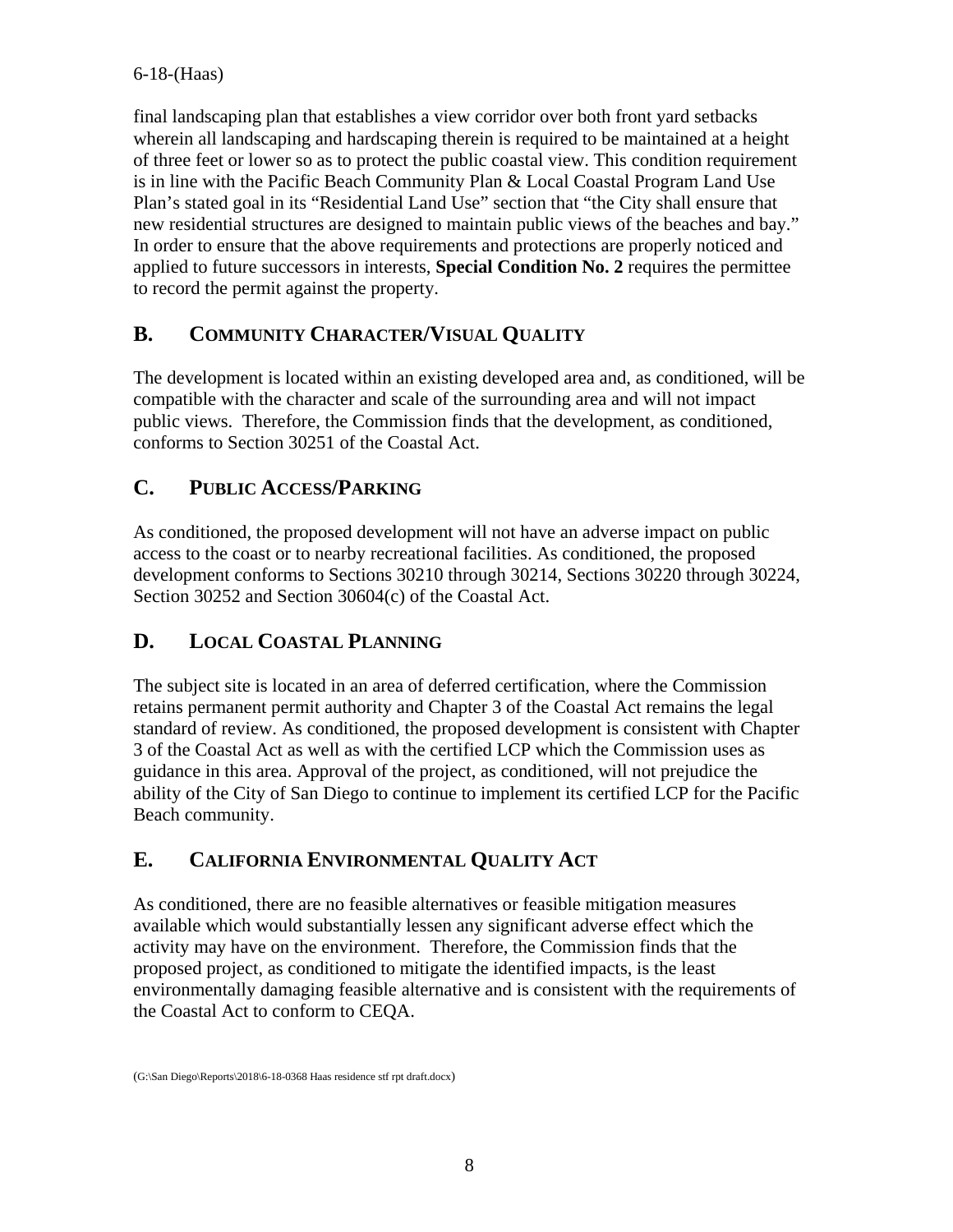final landscaping plan that establishes a view corridor over both front yard setbacks wherein all landscaping and hardscaping therein is required to be maintained at a height of three feet or lower so as to protect the public coastal view. This condition requirement is in line with the Pacific Beach Community Plan & Local Coastal Program Land Use Plan's stated goal in its "Residential Land Use" section that "the City shall ensure that new residential structures are designed to maintain public views of the beaches and bay." In order to ensure that the above requirements and protections are properly noticed and applied to future successors in interests, **Special Condition No. 2** requires the permittee to record the permit against the property.

## B. COMMUNITY CHARACTER/VISUAL QUALITY

The development is located within an existing developed area and, as conditioned, will be compatible with the character and scale of the surrounding area and will not impact public views. Therefore, the Commission finds that the development, as conditioned, conforms to Section 30251 of the Coastal Act.

## C. PUBLIC ACCESS/PARKING

As conditioned, the proposed development will not have an adverse impact on public access to the coast or to nearby recreational facilities. As conditioned, the proposed development conforms to Sections 30210 through 30214, Sections 30220 through 30224, Section 30252 and Section 30604(c) of the Coastal Act.

## D. LOCAL COASTAL PLANNING

The subject site is located in an area of deferred certification, where the Commission retains permanent permit authority and Chapter 3 of the Coastal Act remains the legal standard of review. As conditioned, the proposed development is consistent with Chapter 3 of the Coastal Act as well as with the certified LCP which the Commission uses as guidance in this area. Approval of the project, as conditioned, will not prejudice the ability of the City of San Diego to continue to implement its certified LCP for the Pacific Beach community.

## E. CALIFORNIA ENVIRONMENTAL QUALITY ACT

As conditioned, there are no feasible alternatives or feasible mitigation measures available which would substantially lessen any significant adverse effect which the activity may have on the environment. Therefore, the Commission finds that the proposed project, as conditioned to mitigate the identified impacts, is the least environmentally damaging feasible alternative and is consistent with the requirements of the Coastal Act to conform to CEQA.

(G:\San Diego\Reports\2018\6-18-0368 Haas residence stf rpt draft.docx)